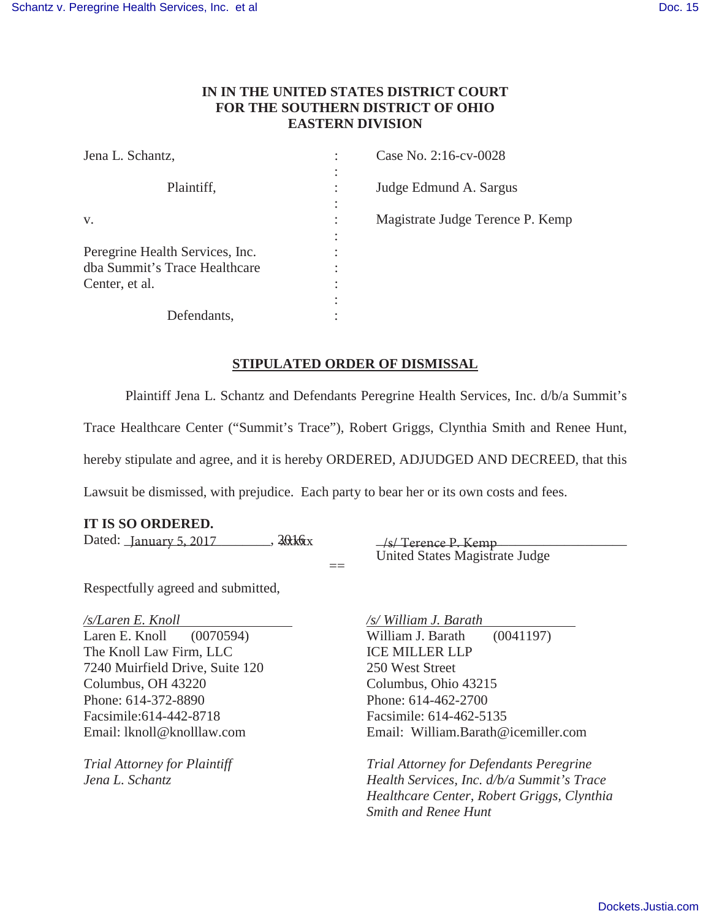**IN IN THE UNITED STATES DISTRICT COURT**
**FOR THE SOUTHERN DISTRICT OF OHIO**
**EASTERN DIVISION**

| | | |
|---|---|---|
| Jena L. Schantz, | : | Case No. 2:16-cv-0028 |
| Plaintiff, | : | Judge Edmund A. Sargus |
| v. | : | Magistrate Judge Terence P. Kemp |
| Peregrine Health Services, Inc. dba Summit's Trace Healthcare Center, et al. | : | |
| Defendants, | : | |

**STIPULATED ORDER OF DISMISSAL**

Plaintiff Jena L. Schantz and Defendants Peregrine Health Services, Inc. d/b/a Summit's Trace Healthcare Center ("Summit's Trace"), Robert Griggs, Clynthia Smith and Renee Hunt, hereby stipulate and agree, and it is hereby ORDERED, ADJUDGED AND DECREED, that this Lawsuit be dismissed, with prejudice. Each party to bear her or its own costs and fees.

**IT IS SO ORDERED.**

Dated: January 5, 2017, ~~2016~~

/s/ Terence P. Kemp
United States Magistrate Judge

Respectfully agreed and submitted,

*/s/Laren E. Knoll*
Laren E. Knoll (0070594)
The Knoll Law Firm, LLC
7240 Muirfield Drive, Suite 120
Columbus, OH 43220
Phone: 614-372-8890
Facsimile:614-442-8718
Email: lknoll@knolllaw.com

*Trial Attorney for Plaintiff Jena L. Schantz*

*/s/ William J. Barath*
William J. Barath (0041197)
ICE MILLER LLP
250 West Street
Columbus, Ohio 43215
Phone: 614-462-2700
Facsimile: 614-462-5135
Email: William.Barath@icemiller.com

*Trial Attorney for Defendants Peregrine Health Services, Inc. d/b/a Summit's Trace Healthcare Center, Robert Griggs, Clynthia Smith and Renee Hunt*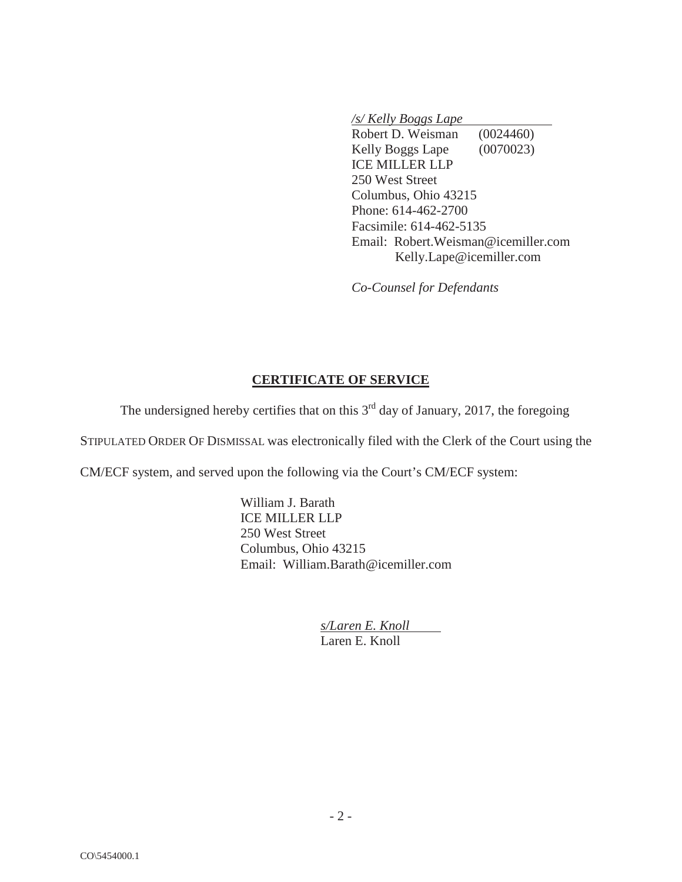*/s/ Kelly Boggs Lape*
Robert D. Weisman (0024460)
Kelly Boggs Lape (0070023)
ICE MILLER LLP
250 West Street
Columbus, Ohio 43215
Phone: 614-462-2700
Facsimile: 614-462-5135
Email: Robert.Weisman@icemiller.com
Kelly.Lape@icemiller.com

*Co-Counsel for Defendants*

**CERTIFICATE OF SERVICE**

The undersigned hereby certifies that on this 3rd day of January, 2017, the foregoing STIPULATED ORDER OF DISMISSAL was electronically filed with the Clerk of the Court using the CM/ECF system, and served upon the following via the Court's CM/ECF system:

William J. Barath
ICE MILLER LLP
250 West Street
Columbus, Ohio 43215
Email: William.Barath@icemiller.com

*s/Laren E. Knoll*
Laren E. Knoll

CO\5454000.1